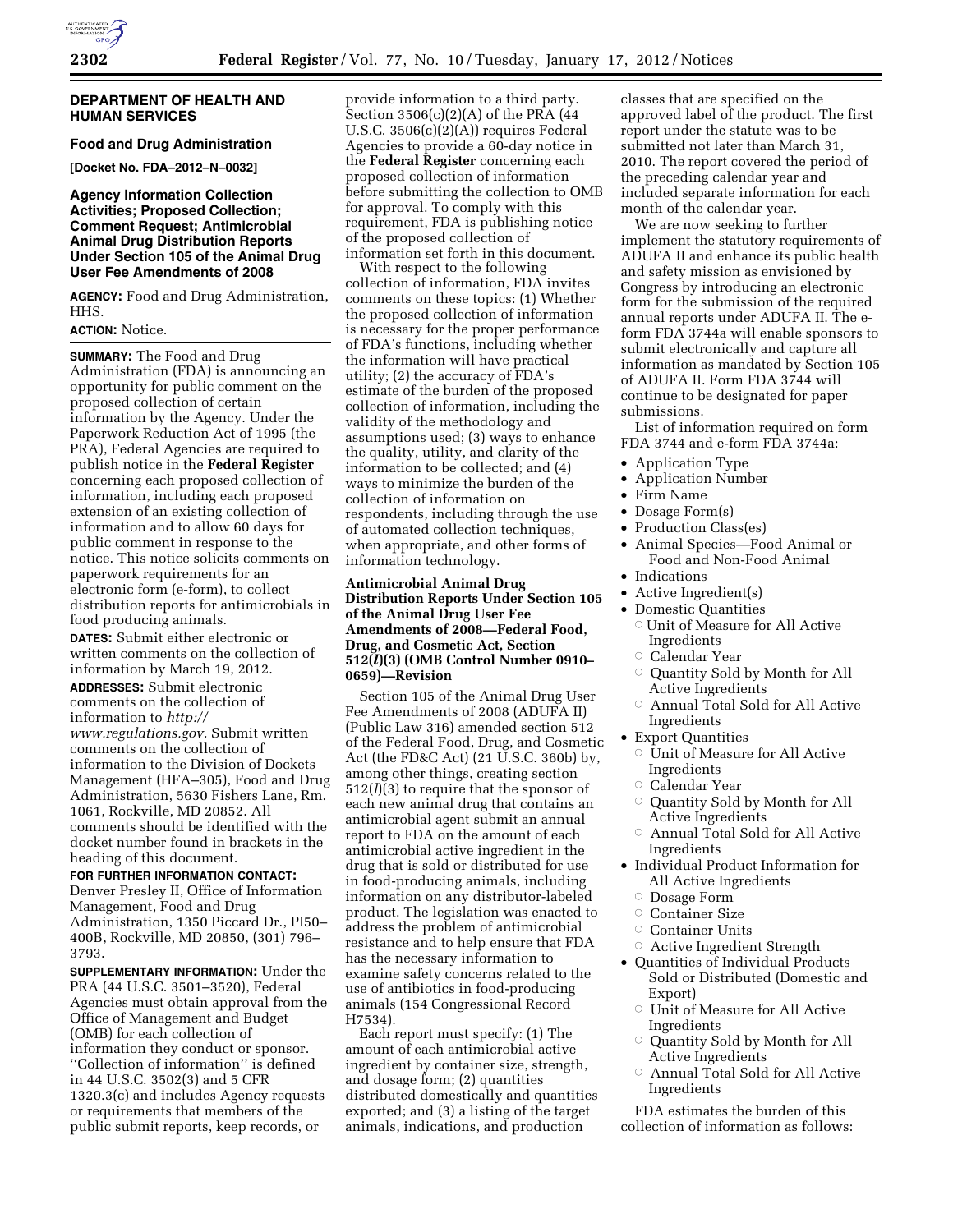**DEPARTMENT OF HEALTH AND HUMAN SERVICES**

**Food and Drug Administration**

**[Docket No. FDA–2012–N–0032]**

## Agency Information Collection Activities; Proposed Collection; Comment Request; Antimicrobial Animal Drug Distribution Reports Under Section 105 of the Animal Drug User Fee Amendments of 2008

**AGENCY:** Food and Drug Administration, HHS.

**ACTION:** Notice.

**SUMMARY:** The Food and Drug Administration (FDA) is announcing an opportunity for public comment on the proposed collection of certain information by the Agency. Under the Paperwork Reduction Act of 1995 (the PRA), Federal Agencies are required to publish notice in the **Federal Register** concerning each proposed collection of information, including each proposed extension of an existing collection of information and to allow 60 days for public comment in response to the notice. This notice solicits comments on paperwork requirements for an electronic form (e-form), to collect distribution reports for antimicrobials in food producing animals.

**DATES:** Submit either electronic or written comments on the collection of information by March 19, 2012.

**ADDRESSES:** Submit electronic comments on the collection of information to *http://www.regulations.gov.* Submit written comments on the collection of information to the Division of Dockets Management (HFA–305), Food and Drug Administration, 5630 Fishers Lane, Rm. 1061, Rockville, MD 20852. All comments should be identified with the docket number found in brackets in the heading of this document.

**FOR FURTHER INFORMATION CONTACT:** Denver Presley II, Office of Information Management, Food and Drug Administration, 1350 Piccard Dr., PI50–400B, Rockville, MD 20850, (301) 796–3793.

**SUPPLEMENTARY INFORMATION:** Under the PRA (44 U.S.C. 3501–3520), Federal Agencies must obtain approval from the Office of Management and Budget (OMB) for each collection of information they conduct or sponsor. ''Collection of information'' is defined in 44 U.S.C. 3502(3) and 5 CFR 1320.3(c) and includes Agency requests or requirements that members of the public submit reports, keep records, or provide information to a third party. Section 3506(c)(2)(A) of the PRA (44 U.S.C. 3506(c)(2)(A)) requires Federal Agencies to provide a 60-day notice in the **Federal Register** concerning each proposed collection of information before submitting the collection to OMB for approval. To comply with this requirement, FDA is publishing notice of the proposed collection of information set forth in this document.

With respect to the following collection of information, FDA invites comments on these topics: (1) Whether the proposed collection of information is necessary for the proper performance of FDA's functions, including whether the information will have practical utility; (2) the accuracy of FDA's estimate of the burden of the proposed collection of information, including the validity of the methodology and assumptions used; (3) ways to enhance the quality, utility, and clarity of the information to be collected; and (4) ways to minimize the burden of the collection of information on respondents, including through the use of automated collection techniques, when appropriate, and other forms of information technology.

### Antimicrobial Animal Drug Distribution Reports Under Section 105 of the Animal Drug User Fee Amendments of 2008—Federal Food, Drug, and Cosmetic Act, Section 512(*l*)(3) (OMB Control Number 0910–0659)—Revision

Section 105 of the Animal Drug User Fee Amendments of 2008 (ADUFA II) (Public Law 316) amended section 512 of the Federal Food, Drug, and Cosmetic Act (the FD&C Act) (21 U.S.C. 360b) by, among other things, creating section 512(*l*)(3) to require that the sponsor of each new animal drug that contains an antimicrobial agent submit an annual report to FDA on the amount of each antimicrobial active ingredient in the drug that is sold or distributed for use in food-producing animals, including information on any distributor-labeled product. The legislation was enacted to address the problem of antimicrobial resistance and to help ensure that FDA has the necessary information to examine safety concerns related to the use of antibiotics in food-producing animals (154 Congressional Record H7534).

Each report must specify: (1) The amount of each antimicrobial active ingredient by container size, strength, and dosage form; (2) quantities distributed domestically and quantities exported; and (3) a listing of the target animals, indications, and production classes that are specified on the approved label of the product. The first report under the statute was to be submitted not later than March 31, 2010. The report covered the period of the preceding calendar year and included separate information for each month of the calendar year.

We are now seeking to further implement the statutory requirements of ADUFA II and enhance its public health and safety mission as envisioned by Congress by introducing an electronic form for the submission of the required annual reports under ADUFA II. The e-form FDA 3744a will enable sponsors to submit electronically and capture all information as mandated by Section 105 of ADUFA II. Form FDA 3744 will continue to be designated for paper submissions.

List of information required on form FDA 3744 and e-form FDA 3744a:

- Application Type
- Application Number
- Firm Name
- Dosage Form(s)
- Production Class(es)
- Animal Species—Food Animal or Food and Non-Food Animal
- Indications
- Active Ingredient(s)
- Domestic Quantities
  - Unit of Measure for All Active Ingredients
  - Calendar Year
  - Quantity Sold by Month for All Active Ingredients
  - Annual Total Sold for All Active Ingredients
- Export Quantities
  - Unit of Measure for All Active Ingredients
  - Calendar Year
  - Quantity Sold by Month for All Active Ingredients
  - Annual Total Sold for All Active Ingredients
- Individual Product Information for All Active Ingredients
  - Dosage Form
  - Container Size
  - Container Units
  - Active Ingredient Strength
- Quantities of Individual Products Sold or Distributed (Domestic and Export)
  - Unit of Measure for All Active Ingredients
  - Quantity Sold by Month for All Active Ingredients
  - Annual Total Sold for All Active Ingredients

FDA estimates the burden of this collection of information as follows: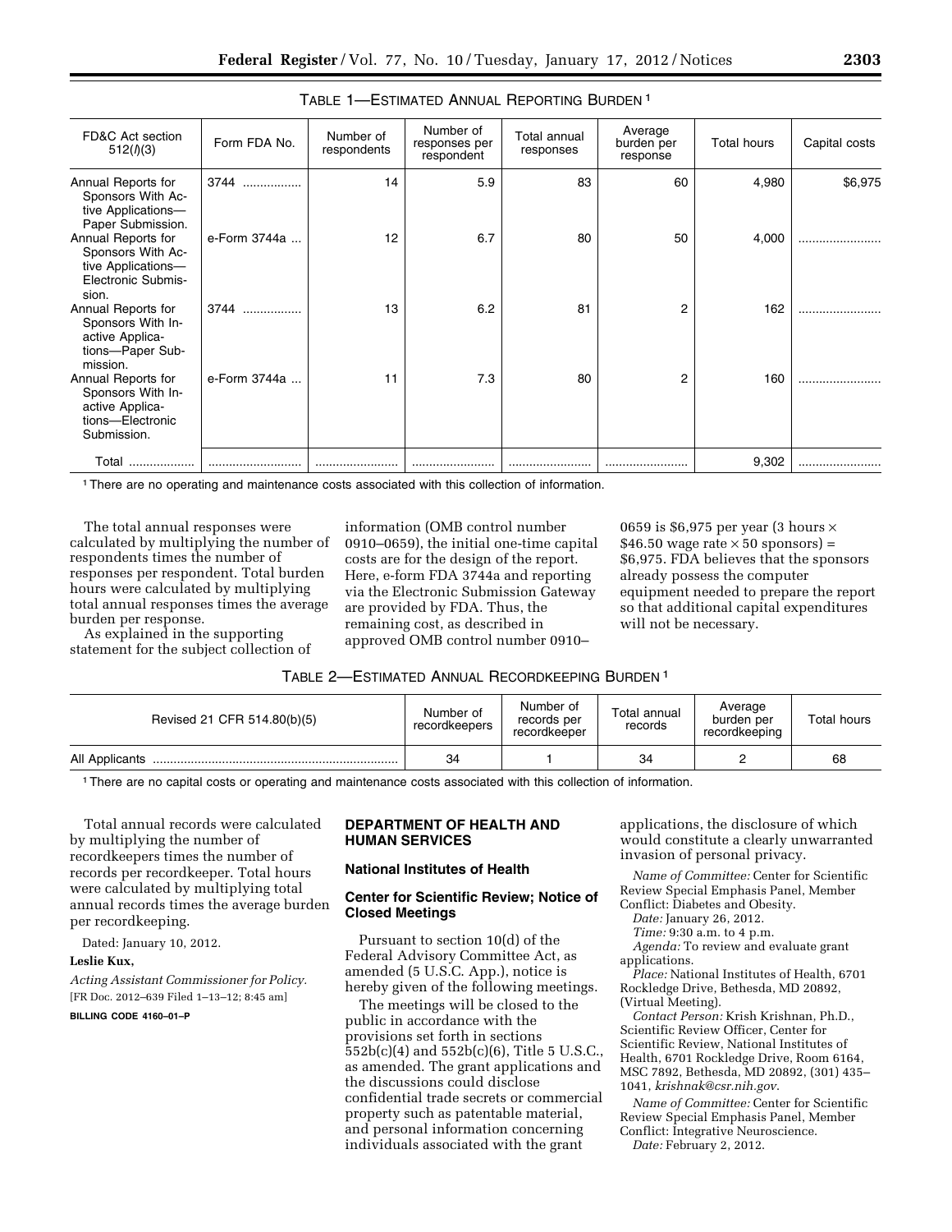TABLE 1—ESTIMATED ANNUAL REPORTING BURDEN [1]

| FD&C Act section 512(*l*)(3) | Form FDA No. | Number of respondents | Number of responses per respondent | Total annual responses | Average burden per response | Total hours | Capital costs |
|---|---|---|---|---|---|---|---|
| Annual Reports for Sponsors With Active Applications—Paper Submission. | 3744 | 14 | 5.9 | 83 | 60 | 4,980 | $6,975 |
| Annual Reports for Sponsors With Active Applications—Electronic Submission. | e-Form 3744a | 12 | 6.7 | 80 | 50 | 4,000 | |
| Annual Reports for Sponsors With Inactive Applications—Paper Submission. | 3744 | 13 | 6.2 | 81 | 2 | 162 | |
| Annual Reports for Sponsors With Inactive Applications—Electronic Submission. | e-Form 3744a | 11 | 7.3 | 80 | 2 | 160 | |
| Total | | | | | | 9,302 | |

[1] There are no operating and maintenance costs associated with this collection of information.

The total annual responses were calculated by multiplying the number of respondents times the number of responses per respondent. Total burden hours were calculated by multiplying total annual responses times the average burden per response.

As explained in the supporting statement for the subject collection of information (OMB control number 0910–0659), the initial one-time capital costs are for the design of the report. Here, e-form FDA 3744a and reporting via the Electronic Submission Gateway are provided by FDA. Thus, the remaining cost, as described in approved OMB control number 0910–0659 is $6,975 per year (3 hours × $46.50 wage rate × 50 sponsors) = $6,975. FDA believes that the sponsors already possess the computer equipment needed to prepare the report so that additional capital expenditures will not be necessary.

TABLE 2—ESTIMATED ANNUAL RECORDKEEPING BURDEN [1]

| Revised 21 CFR 514.80(b)(5) | Number of recordkeepers | Number of records per recordkeeper | Total annual records | Average burden per recordkeeping | Total hours |
|---|---|---|---|---|---|
| All Applicants | 34 | 1 | 34 | 2 | 68 |

[1] There are no capital costs or operating and maintenance costs associated with this collection of information.

Total annual records were calculated by multiplying the number of recordkeepers times the number of records per recordkeeper. Total hours were calculated by multiplying total annual records times the average burden per recordkeeping.

Dated: January 10, 2012.

**Leslie Kux,**

*Acting Assistant Commissioner for Policy.*

[FR Doc. 2012–639 Filed 1–13–12; 8:45 am]

**BILLING CODE 4160–01–P**

## DEPARTMENT OF HEALTH AND HUMAN SERVICES

### National Institutes of Health

### Center for Scientific Review; Notice of Closed Meetings

Pursuant to section 10(d) of the Federal Advisory Committee Act, as amended (5 U.S.C. App.), notice is hereby given of the following meetings.

The meetings will be closed to the public in accordance with the provisions set forth in sections 552b(c)(4) and 552b(c)(6), Title 5 U.S.C., as amended. The grant applications and the discussions could disclose confidential trade secrets or commercial property such as patentable material, and personal information concerning individuals associated with the grant applications, the disclosure of which would constitute a clearly unwarranted invasion of personal privacy.

*Name of Committee:* Center for Scientific Review Special Emphasis Panel, Member Conflict: Diabetes and Obesity.

*Date:* January 26, 2012.

*Time:* 9:30 a.m. to 4 p.m.

*Agenda:* To review and evaluate grant applications.

*Place:* National Institutes of Health, 6701 Rockledge Drive, Bethesda, MD 20892, (Virtual Meeting).

*Contact Person:* Krish Krishnan, Ph.D., Scientific Review Officer, Center for Scientific Review, National Institutes of Health, 6701 Rockledge Drive, Room 6164, MSC 7892, Bethesda, MD 20892, (301) 435–1041, *krishnak@csr.nih.gov*.

*Name of Committee:* Center for Scientific Review Special Emphasis Panel, Member Conflict: Integrative Neuroscience.

*Date:* February 2, 2012.